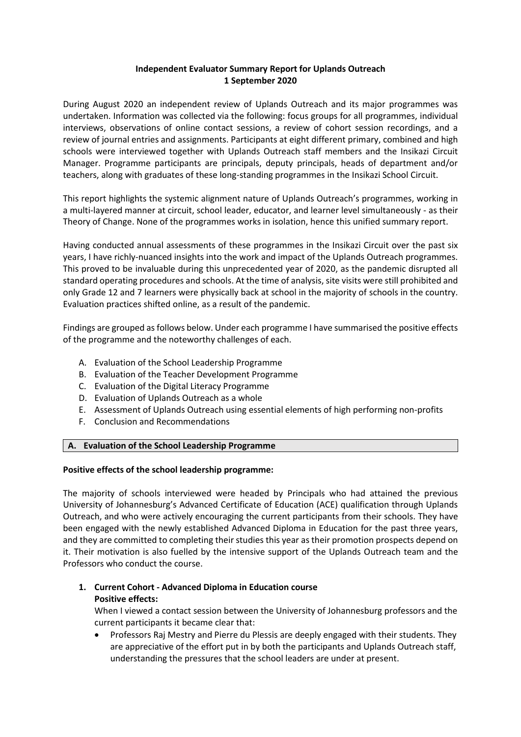**Independent Evaluator Summary Report for Uplands Outreach**
**1 September 2020**

During August 2020 an independent review of Uplands Outreach and its major programmes was undertaken. Information was collected via the following: focus groups for all programmes, individual interviews, observations of online contact sessions, a review of cohort session recordings, and a review of journal entries and assignments. Participants at eight different primary, combined and high schools were interviewed together with Uplands Outreach staff members and the Insikazi Circuit Manager. Programme participants are principals, deputy principals, heads of department and/or teachers, along with graduates of these long-standing programmes in the Insikazi School Circuit.

This report highlights the systemic alignment nature of Uplands Outreach's programmes, working in a multi-layered manner at circuit, school leader, educator, and learner level simultaneously - as their Theory of Change. None of the programmes works in isolation, hence this unified summary report.

Having conducted annual assessments of these programmes in the Insikazi Circuit over the past six years, I have richly-nuanced insights into the work and impact of the Uplands Outreach programmes. This proved to be invaluable during this unprecedented year of 2020, as the pandemic disrupted all standard operating procedures and schools. At the time of analysis, site visits were still prohibited and only Grade 12 and 7 learners were physically back at school in the majority of schools in the country. Evaluation practices shifted online, as a result of the pandemic.

Findings are grouped as follows below. Under each programme I have summarised the positive effects of the programme and the noteworthy challenges of each.

A. Evaluation of the School Leadership Programme
B. Evaluation of the Teacher Development Programme
C. Evaluation of the Digital Literacy Programme
D. Evaluation of Uplands Outreach as a whole
E. Assessment of Uplands Outreach using essential elements of high performing non-profits
F. Conclusion and Recommendations

## A. Evaluation of the School Leadership Programme

**Positive effects of the school leadership programme:**

The majority of schools interviewed were headed by Principals who had attained the previous University of Johannesburg's Advanced Certificate of Education (ACE) qualification through Uplands Outreach, and who were actively encouraging the current participants from their schools. They have been engaged with the newly established Advanced Diploma in Education for the past three years, and they are committed to completing their studies this year as their promotion prospects depend on it. Their motivation is also fuelled by the intensive support of the Uplands Outreach team and the Professors who conduct the course.

1. **Current Cohort - Advanced Diploma in Education course**
   **Positive effects:**
   When I viewed a contact session between the University of Johannesburg professors and the current participants it became clear that:
   - Professors Raj Mestry and Pierre du Plessis are deeply engaged with their students. They are appreciative of the effort put in by both the participants and Uplands Outreach staff, understanding the pressures that the school leaders are under at present.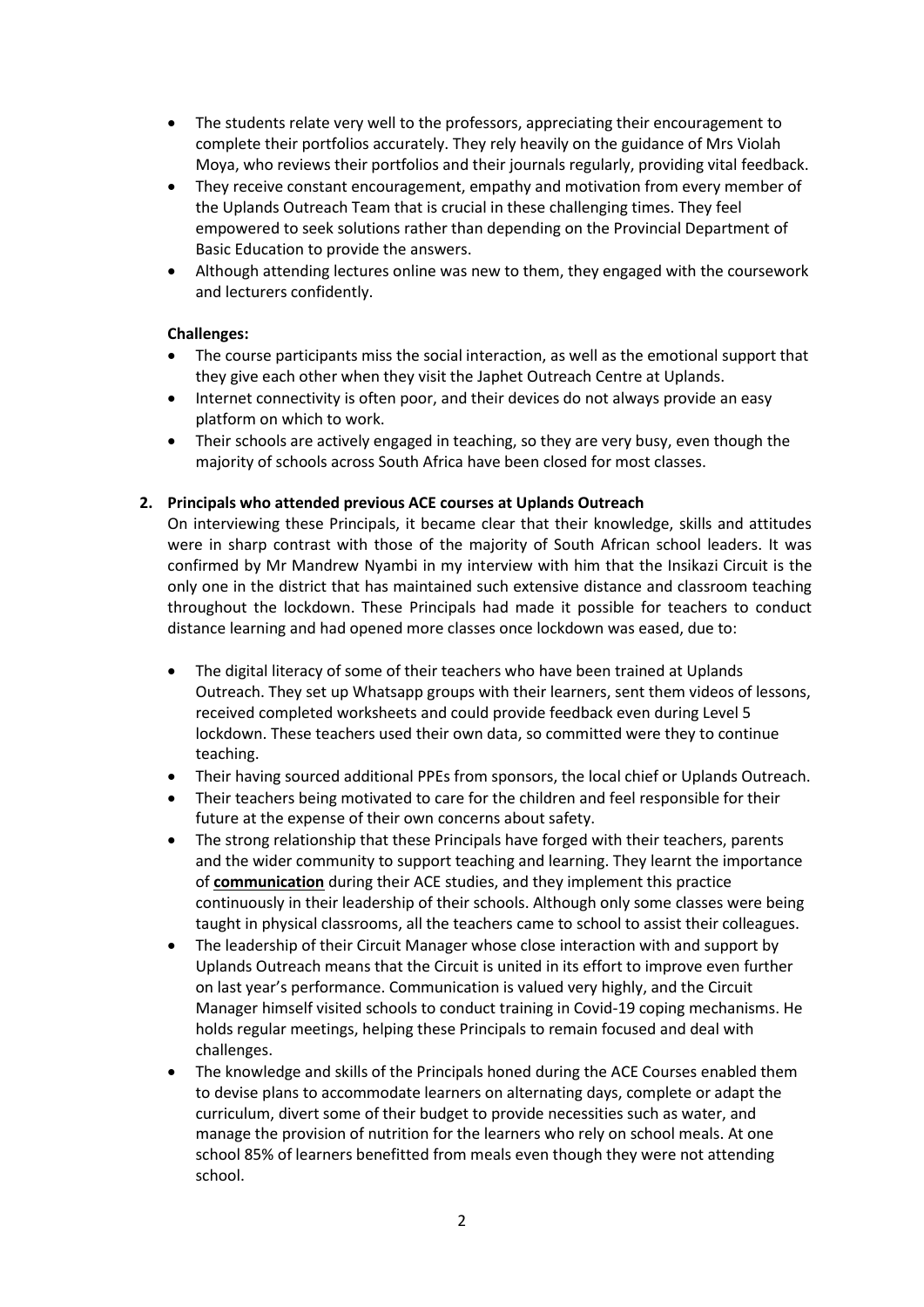- The students relate very well to the professors, appreciating their encouragement to complete their portfolios accurately. They rely heavily on the guidance of Mrs Violah Moya, who reviews their portfolios and their journals regularly, providing vital feedback.
- They receive constant encouragement, empathy and motivation from every member of the Uplands Outreach Team that is crucial in these challenging times. They feel empowered to seek solutions rather than depending on the Provincial Department of Basic Education to provide the answers.
- Although attending lectures online was new to them, they engaged with the coursework and lecturers confidently.

**Challenges:**

- The course participants miss the social interaction, as well as the emotional support that they give each other when they visit the Japhet Outreach Centre at Uplands.
- Internet connectivity is often poor, and their devices do not always provide an easy platform on which to work.
- Their schools are actively engaged in teaching, so they are very busy, even though the majority of schools across South Africa have been closed for most classes.

**2. Principals who attended previous ACE courses at Uplands Outreach**

On interviewing these Principals, it became clear that their knowledge, skills and attitudes were in sharp contrast with those of the majority of South African school leaders. It was confirmed by Mr Mandrew Nyambi in my interview with him that the Insikazi Circuit is the only one in the district that has maintained such extensive distance and classroom teaching throughout the lockdown. These Principals had made it possible for teachers to conduct distance learning and had opened more classes once lockdown was eased, due to:

- The digital literacy of some of their teachers who have been trained at Uplands Outreach. They set up Whatsapp groups with their learners, sent them videos of lessons, received completed worksheets and could provide feedback even during Level 5 lockdown. These teachers used their own data, so committed were they to continue teaching.
- Their having sourced additional PPEs from sponsors, the local chief or Uplands Outreach.
- Their teachers being motivated to care for the children and feel responsible for their future at the expense of their own concerns about safety.
- The strong relationship that these Principals have forged with their teachers, parents and the wider community to support teaching and learning. They learnt the importance of **communication** during their ACE studies, and they implement this practice continuously in their leadership of their schools. Although only some classes were being taught in physical classrooms, all the teachers came to school to assist their colleagues.
- The leadership of their Circuit Manager whose close interaction with and support by Uplands Outreach means that the Circuit is united in its effort to improve even further on last year's performance. Communication is valued very highly, and the Circuit Manager himself visited schools to conduct training in Covid-19 coping mechanisms. He holds regular meetings, helping these Principals to remain focused and deal with challenges.
- The knowledge and skills of the Principals honed during the ACE Courses enabled them to devise plans to accommodate learners on alternating days, complete or adapt the curriculum, divert some of their budget to provide necessities such as water, and manage the provision of nutrition for the learners who rely on school meals. At one school 85% of learners benefitted from meals even though they were not attending school.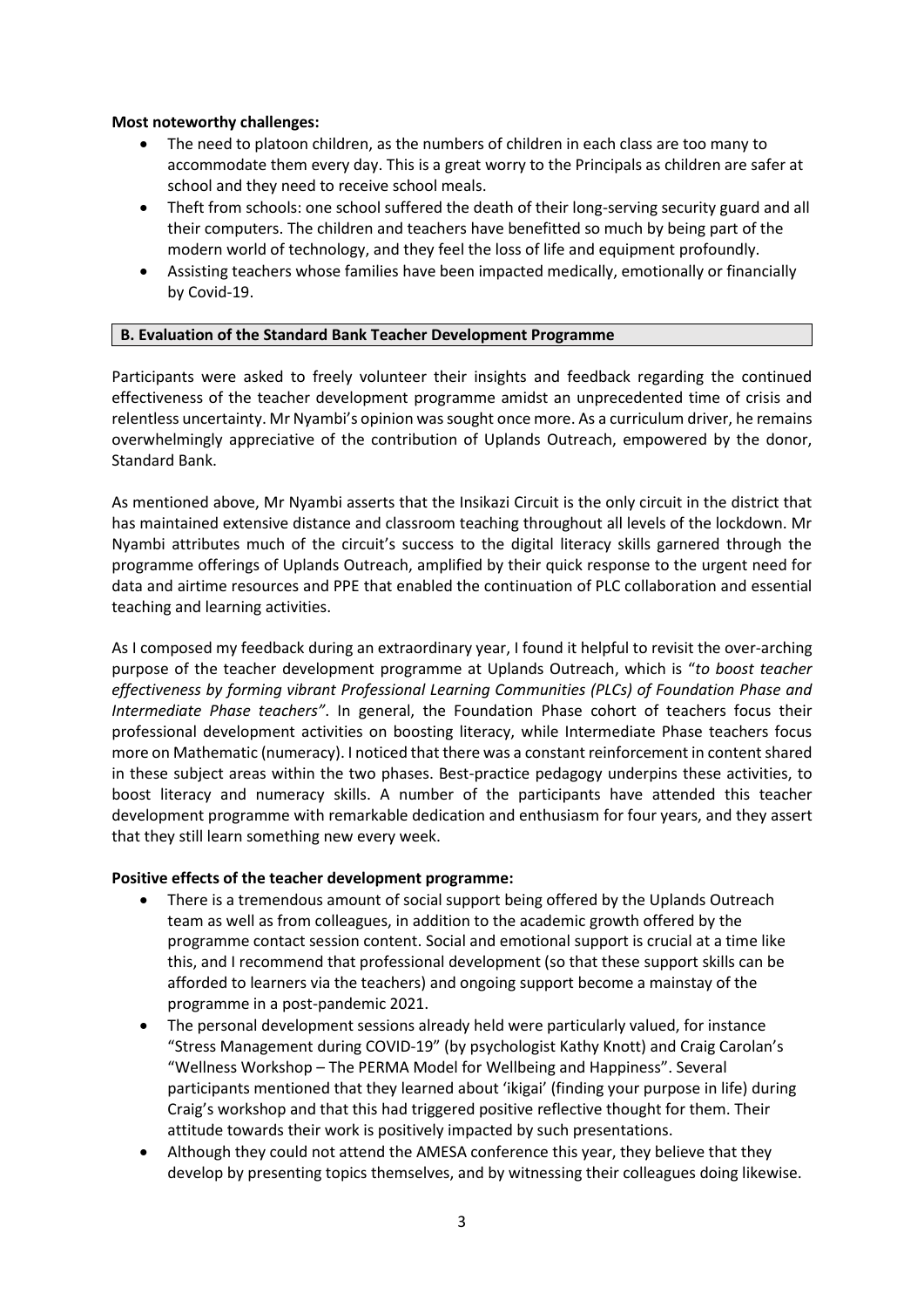**Most noteworthy challenges:**

- The need to platoon children, as the numbers of children in each class are too many to accommodate them every day. This is a great worry to the Principals as children are safer at school and they need to receive school meals.
- Theft from schools: one school suffered the death of their long-serving security guard and all their computers. The children and teachers have benefitted so much by being part of the modern world of technology, and they feel the loss of life and equipment profoundly.
- Assisting teachers whose families have been impacted medically, emotionally or financially by Covid-19.

## B. Evaluation of the Standard Bank Teacher Development Programme

Participants were asked to freely volunteer their insights and feedback regarding the continued effectiveness of the teacher development programme amidst an unprecedented time of crisis and relentless uncertainty. Mr Nyambi's opinion was sought once more. As a curriculum driver, he remains overwhelmingly appreciative of the contribution of Uplands Outreach, empowered by the donor, Standard Bank.

As mentioned above, Mr Nyambi asserts that the Insikazi Circuit is the only circuit in the district that has maintained extensive distance and classroom teaching throughout all levels of the lockdown. Mr Nyambi attributes much of the circuit's success to the digital literacy skills garnered through the programme offerings of Uplands Outreach, amplified by their quick response to the urgent need for data and airtime resources and PPE that enabled the continuation of PLC collaboration and essential teaching and learning activities.

As I composed my feedback during an extraordinary year, I found it helpful to revisit the over-arching purpose of the teacher development programme at Uplands Outreach, which is "*to boost teacher effectiveness by forming vibrant Professional Learning Communities (PLCs) of Foundation Phase and Intermediate Phase teachers"*. In general, the Foundation Phase cohort of teachers focus their professional development activities on boosting literacy, while Intermediate Phase teachers focus more on Mathematic (numeracy). I noticed that there was a constant reinforcement in content shared in these subject areas within the two phases. Best-practice pedagogy underpins these activities, to boost literacy and numeracy skills. A number of the participants have attended this teacher development programme with remarkable dedication and enthusiasm for four years, and they assert that they still learn something new every week.

**Positive effects of the teacher development programme:**

- There is a tremendous amount of social support being offered by the Uplands Outreach team as well as from colleagues, in addition to the academic growth offered by the programme contact session content. Social and emotional support is crucial at a time like this, and I recommend that professional development (so that these support skills can be afforded to learners via the teachers) and ongoing support become a mainstay of the programme in a post-pandemic 2021.
- The personal development sessions already held were particularly valued, for instance "Stress Management during COVID-19" (by psychologist Kathy Knott) and Craig Carolan's "Wellness Workshop – The PERMA Model for Wellbeing and Happiness". Several participants mentioned that they learned about 'ikigai' (finding your purpose in life) during Craig's workshop and that this had triggered positive reflective thought for them. Their attitude towards their work is positively impacted by such presentations.
- Although they could not attend the AMESA conference this year, they believe that they develop by presenting topics themselves, and by witnessing their colleagues doing likewise.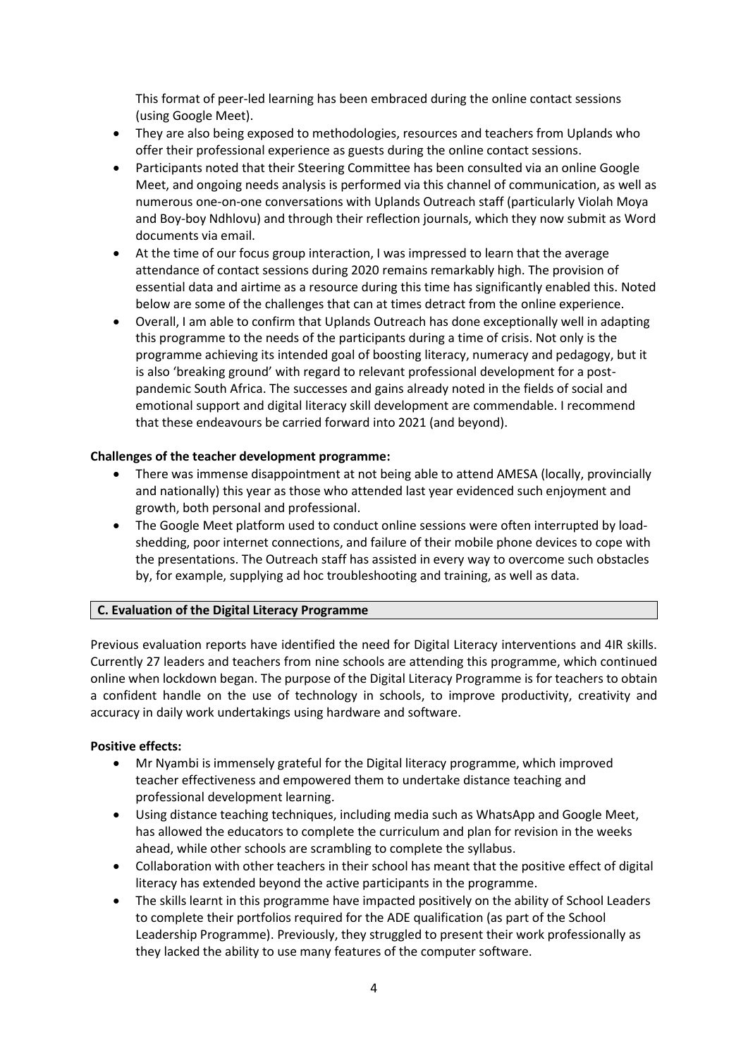This format of peer-led learning has been embraced during the online contact sessions (using Google Meet).

- They are also being exposed to methodologies, resources and teachers from Uplands who offer their professional experience as guests during the online contact sessions.
- Participants noted that their Steering Committee has been consulted via an online Google Meet, and ongoing needs analysis is performed via this channel of communication, as well as numerous one-on-one conversations with Uplands Outreach staff (particularly Violah Moya and Boy-boy Ndhlovu) and through their reflection journals, which they now submit as Word documents via email.
- At the time of our focus group interaction, I was impressed to learn that the average attendance of contact sessions during 2020 remains remarkably high. The provision of essential data and airtime as a resource during this time has significantly enabled this. Noted below are some of the challenges that can at times detract from the online experience.
- Overall, I am able to confirm that Uplands Outreach has done exceptionally well in adapting this programme to the needs of the participants during a time of crisis. Not only is the programme achieving its intended goal of boosting literacy, numeracy and pedagogy, but it is also 'breaking ground' with regard to relevant professional development for a post-pandemic South Africa. The successes and gains already noted in the fields of social and emotional support and digital literacy skill development are commendable. I recommend that these endeavours be carried forward into 2021 (and beyond).

**Challenges of the teacher development programme:**

- There was immense disappointment at not being able to attend AMESA (locally, provincially and nationally) this year as those who attended last year evidenced such enjoyment and growth, both personal and professional.
- The Google Meet platform used to conduct online sessions were often interrupted by load-shedding, poor internet connections, and failure of their mobile phone devices to cope with the presentations. The Outreach staff has assisted in every way to overcome such obstacles by, for example, supplying ad hoc troubleshooting and training, as well as data.

## C. Evaluation of the Digital Literacy Programme

Previous evaluation reports have identified the need for Digital Literacy interventions and 4IR skills. Currently 27 leaders and teachers from nine schools are attending this programme, which continued online when lockdown began. The purpose of the Digital Literacy Programme is for teachers to obtain a confident handle on the use of technology in schools, to improve productivity, creativity and accuracy in daily work undertakings using hardware and software.

**Positive effects:**

- Mr Nyambi is immensely grateful for the Digital literacy programme, which improved teacher effectiveness and empowered them to undertake distance teaching and professional development learning.
- Using distance teaching techniques, including media such as WhatsApp and Google Meet, has allowed the educators to complete the curriculum and plan for revision in the weeks ahead, while other schools are scrambling to complete the syllabus.
- Collaboration with other teachers in their school has meant that the positive effect of digital literacy has extended beyond the active participants in the programme.
- The skills learnt in this programme have impacted positively on the ability of School Leaders to complete their portfolios required for the ADE qualification (as part of the School Leadership Programme). Previously, they struggled to present their work professionally as they lacked the ability to use many features of the computer software.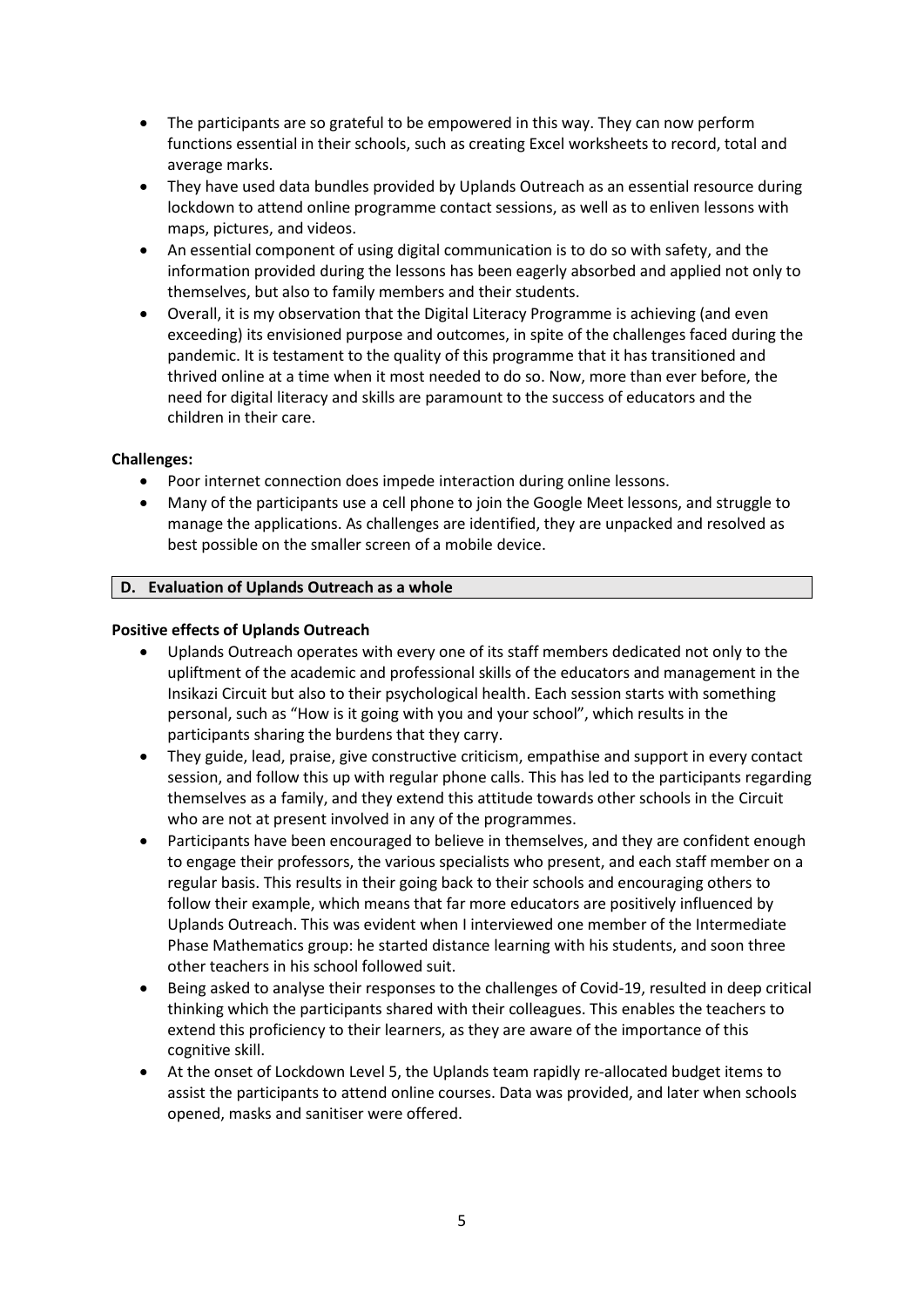- The participants are so grateful to be empowered in this way. They can now perform functions essential in their schools, such as creating Excel worksheets to record, total and average marks.
- They have used data bundles provided by Uplands Outreach as an essential resource during lockdown to attend online programme contact sessions, as well as to enliven lessons with maps, pictures, and videos.
- An essential component of using digital communication is to do so with safety, and the information provided during the lessons has been eagerly absorbed and applied not only to themselves, but also to family members and their students.
- Overall, it is my observation that the Digital Literacy Programme is achieving (and even exceeding) its envisioned purpose and outcomes, in spite of the challenges faced during the pandemic. It is testament to the quality of this programme that it has transitioned and thrived online at a time when it most needed to do so. Now, more than ever before, the need for digital literacy and skills are paramount to the success of educators and the children in their care.

**Challenges:**

- Poor internet connection does impede interaction during online lessons.
- Many of the participants use a cell phone to join the Google Meet lessons, and struggle to manage the applications. As challenges are identified, they are unpacked and resolved as best possible on the smaller screen of a mobile device.

## D. Evaluation of Uplands Outreach as a whole

**Positive effects of Uplands Outreach**

- Uplands Outreach operates with every one of its staff members dedicated not only to the upliftment of the academic and professional skills of the educators and management in the Insikazi Circuit but also to their psychological health. Each session starts with something personal, such as "How is it going with you and your school", which results in the participants sharing the burdens that they carry.
- They guide, lead, praise, give constructive criticism, empathise and support in every contact session, and follow this up with regular phone calls. This has led to the participants regarding themselves as a family, and they extend this attitude towards other schools in the Circuit who are not at present involved in any of the programmes.
- Participants have been encouraged to believe in themselves, and they are confident enough to engage their professors, the various specialists who present, and each staff member on a regular basis. This results in their going back to their schools and encouraging others to follow their example, which means that far more educators are positively influenced by Uplands Outreach. This was evident when I interviewed one member of the Intermediate Phase Mathematics group: he started distance learning with his students, and soon three other teachers in his school followed suit.
- Being asked to analyse their responses to the challenges of Covid-19, resulted in deep critical thinking which the participants shared with their colleagues. This enables the teachers to extend this proficiency to their learners, as they are aware of the importance of this cognitive skill.
- At the onset of Lockdown Level 5, the Uplands team rapidly re-allocated budget items to assist the participants to attend online courses. Data was provided, and later when schools opened, masks and sanitiser were offered.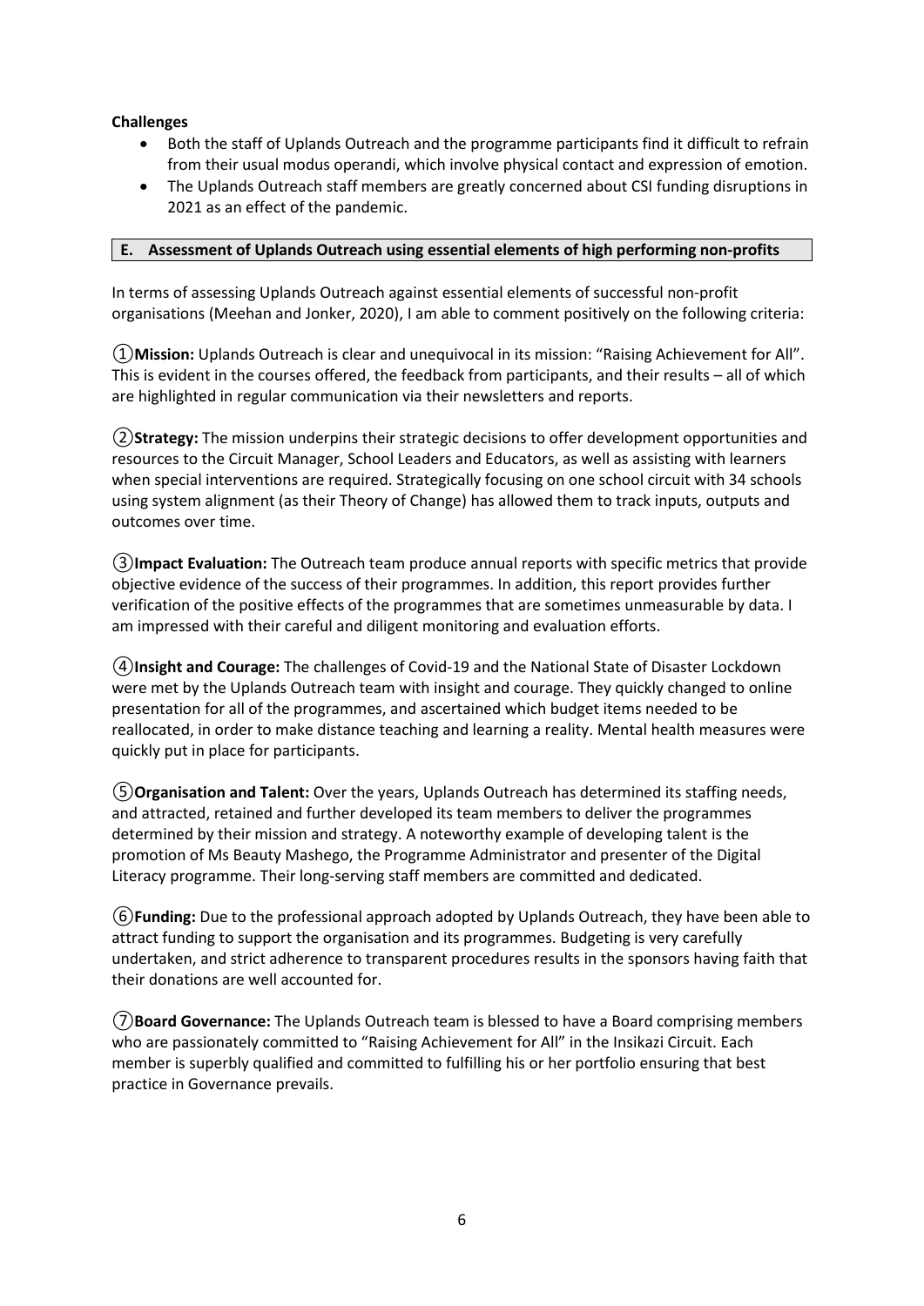**Challenges**

- Both the staff of Uplands Outreach and the programme participants find it difficult to refrain from their usual modus operandi, which involve physical contact and expression of emotion.
- The Uplands Outreach staff members are greatly concerned about CSI funding disruptions in 2021 as an effect of the pandemic.

## E. Assessment of Uplands Outreach using essential elements of high performing non-profits

In terms of assessing Uplands Outreach against essential elements of successful non-profit organisations (Meehan and Jonker, 2020), I am able to comment positively on the following criteria:

①**Mission:** Uplands Outreach is clear and unequivocal in its mission: "Raising Achievement for All". This is evident in the courses offered, the feedback from participants, and their results – all of which are highlighted in regular communication via their newsletters and reports.

②**Strategy:** The mission underpins their strategic decisions to offer development opportunities and resources to the Circuit Manager, School Leaders and Educators, as well as assisting with learners when special interventions are required. Strategically focusing on one school circuit with 34 schools using system alignment (as their Theory of Change) has allowed them to track inputs, outputs and outcomes over time.

③**Impact Evaluation:** The Outreach team produce annual reports with specific metrics that provide objective evidence of the success of their programmes. In addition, this report provides further verification of the positive effects of the programmes that are sometimes unmeasurable by data. I am impressed with their careful and diligent monitoring and evaluation efforts.

④**Insight and Courage:** The challenges of Covid-19 and the National State of Disaster Lockdown were met by the Uplands Outreach team with insight and courage. They quickly changed to online presentation for all of the programmes, and ascertained which budget items needed to be reallocated, in order to make distance teaching and learning a reality. Mental health measures were quickly put in place for participants.

⑤**Organisation and Talent:** Over the years, Uplands Outreach has determined its staffing needs, and attracted, retained and further developed its team members to deliver the programmes determined by their mission and strategy. A noteworthy example of developing talent is the promotion of Ms Beauty Mashego, the Programme Administrator and presenter of the Digital Literacy programme. Their long-serving staff members are committed and dedicated.

⑥**Funding:** Due to the professional approach adopted by Uplands Outreach, they have been able to attract funding to support the organisation and its programmes. Budgeting is very carefully undertaken, and strict adherence to transparent procedures results in the sponsors having faith that their donations are well accounted for.

⑦**Board Governance:** The Uplands Outreach team is blessed to have a Board comprising members who are passionately committed to "Raising Achievement for All" in the Insikazi Circuit. Each member is superbly qualified and committed to fulfilling his or her portfolio ensuring that best practice in Governance prevails.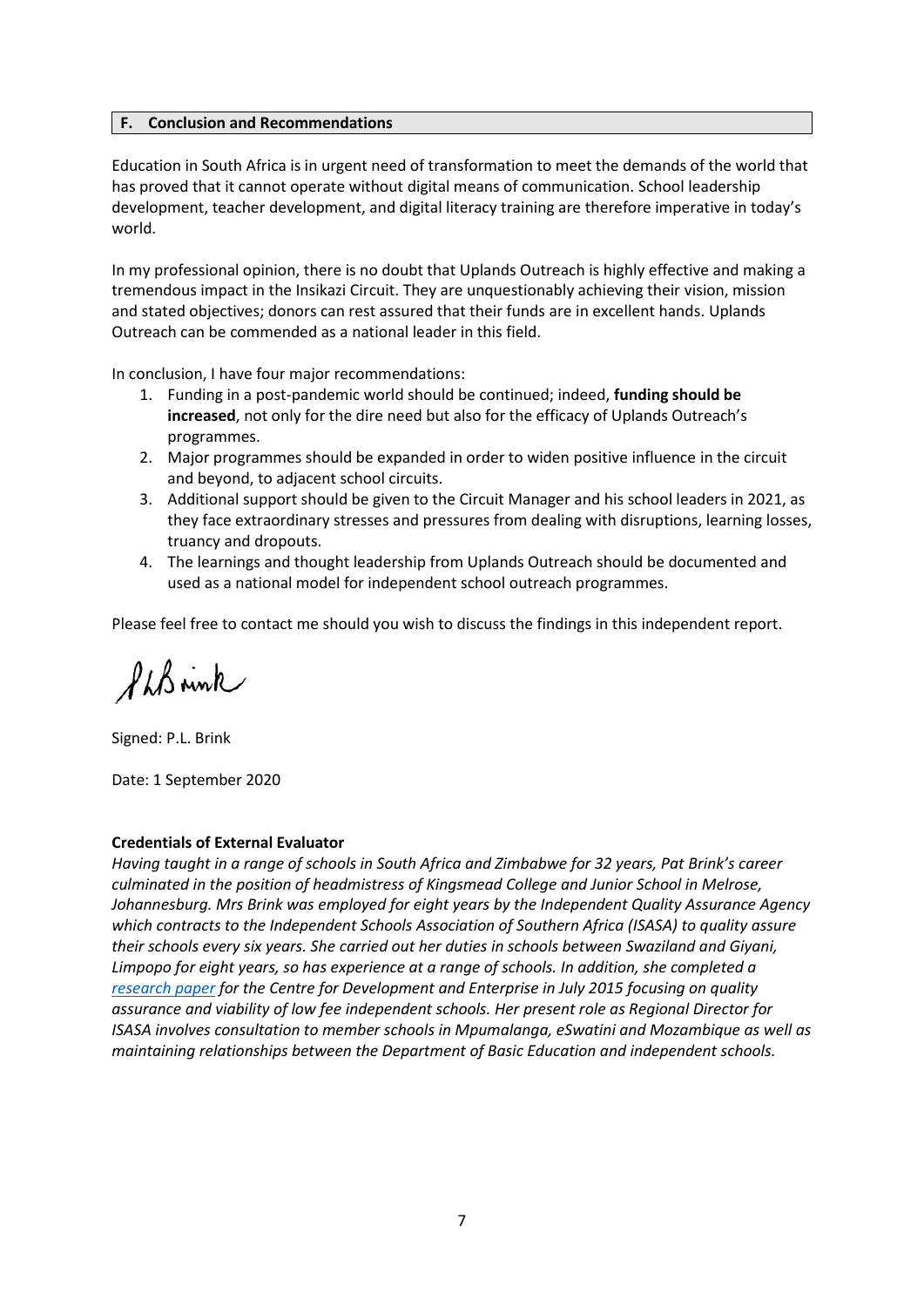## F. Conclusion and Recommendations

Education in South Africa is in urgent need of transformation to meet the demands of the world that has proved that it cannot operate without digital means of communication. School leadership development, teacher development, and digital literacy training are therefore imperative in today's world.

In my professional opinion, there is no doubt that Uplands Outreach is highly effective and making a tremendous impact in the Insikazi Circuit. They are unquestionably achieving their vision, mission and stated objectives; donors can rest assured that their funds are in excellent hands. Uplands Outreach can be commended as a national leader in this field.

In conclusion, I have four major recommendations:

1. Funding in a post-pandemic world should be continued; indeed, **funding should be increased**, not only for the dire need but also for the efficacy of Uplands Outreach's programmes.
2. Major programmes should be expanded in order to widen positive influence in the circuit and beyond, to adjacent school circuits.
3. Additional support should be given to the Circuit Manager and his school leaders in 2021, as they face extraordinary stresses and pressures from dealing with disruptions, learning losses, truancy and dropouts.
4. The learnings and thought leadership from Uplands Outreach should be documented and used as a national model for independent school outreach programmes.

Please feel free to contact me should you wish to discuss the findings in this independent report.

PLBrink

Signed: P.L. Brink

Date: 1 September 2020

**Credentials of External Evaluator**

*Having taught in a range of schools in South Africa and Zimbabwe for 32 years, Pat Brink's career culminated in the position of headmistress of Kingsmead College and Junior School in Melrose, Johannesburg. Mrs Brink was employed for eight years by the Independent Quality Assurance Agency which contracts to the Independent Schools Association of Southern Africa (ISASA) to quality assure their schools every six years. She carried out her duties in schools between Swaziland and Giyani, Limpopo for eight years, so has experience at a range of schools. In addition, she completed a research paper for the Centre for Development and Enterprise in July 2015 focusing on quality assurance and viability of low fee independent schools. Her present role as Regional Director for ISASA involves consultation to member schools in Mpumalanga, eSwatini and Mozambique as well as maintaining relationships between the Department of Basic Education and independent schools.*